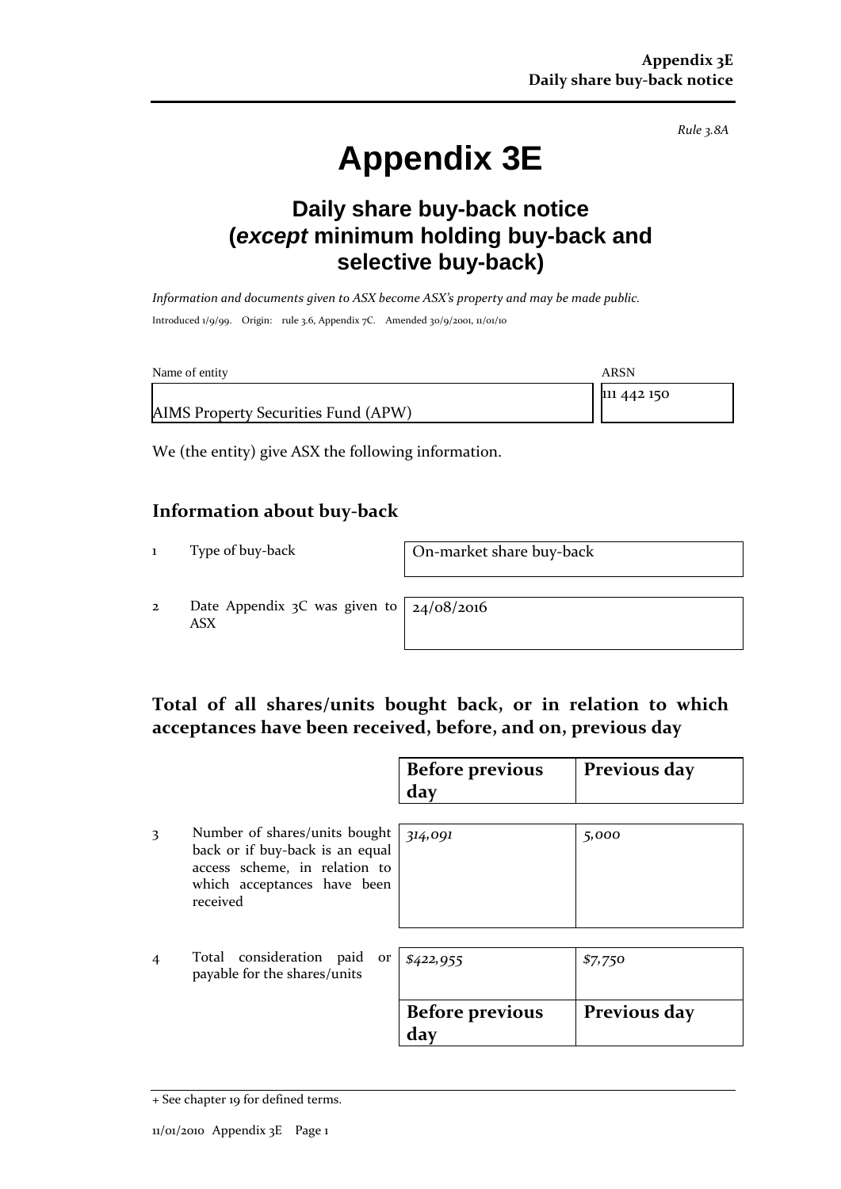Rule 3.8A

# Appendix 3E

## Daily share buy-back notice (*except* minimum holding buy-back and selective buy-back)

*Information and documents given to ASX become ASX's property and may be made public.*

Introduced 1/9/99. Origin: rule 3.6, Appendix 7C. Amended 30/9/2001, 11/01/10

| Name of entity | ARSN |
|---|---|
| AIMS Property Securities Fund (APW) | 111 442 150 |

We (the entity) give ASX the following information.

## Information about buy-back

| | | |
|---|---|---|
| 1 | Type of buy-back | On-market share buy-back |
| 2 | Date Appendix 3C was given to ASX | 24/08/2016 |

## Total of all shares/units bought back, or in relation to which acceptances have been received, before, and on, previous day

| | | Before previous day | Previous day |
|---|---|---|---|
| 3 | Number of shares/units bought back or if buy-back is an equal access scheme, in relation to which acceptances have been received | *314,091* | *5,000* |
| 4 | Total consideration paid or payable for the shares/units | *$422,955* | *$7,750* |
| | | **Before previous day** | **Previous day** |

+ See chapter 19 for defined terms.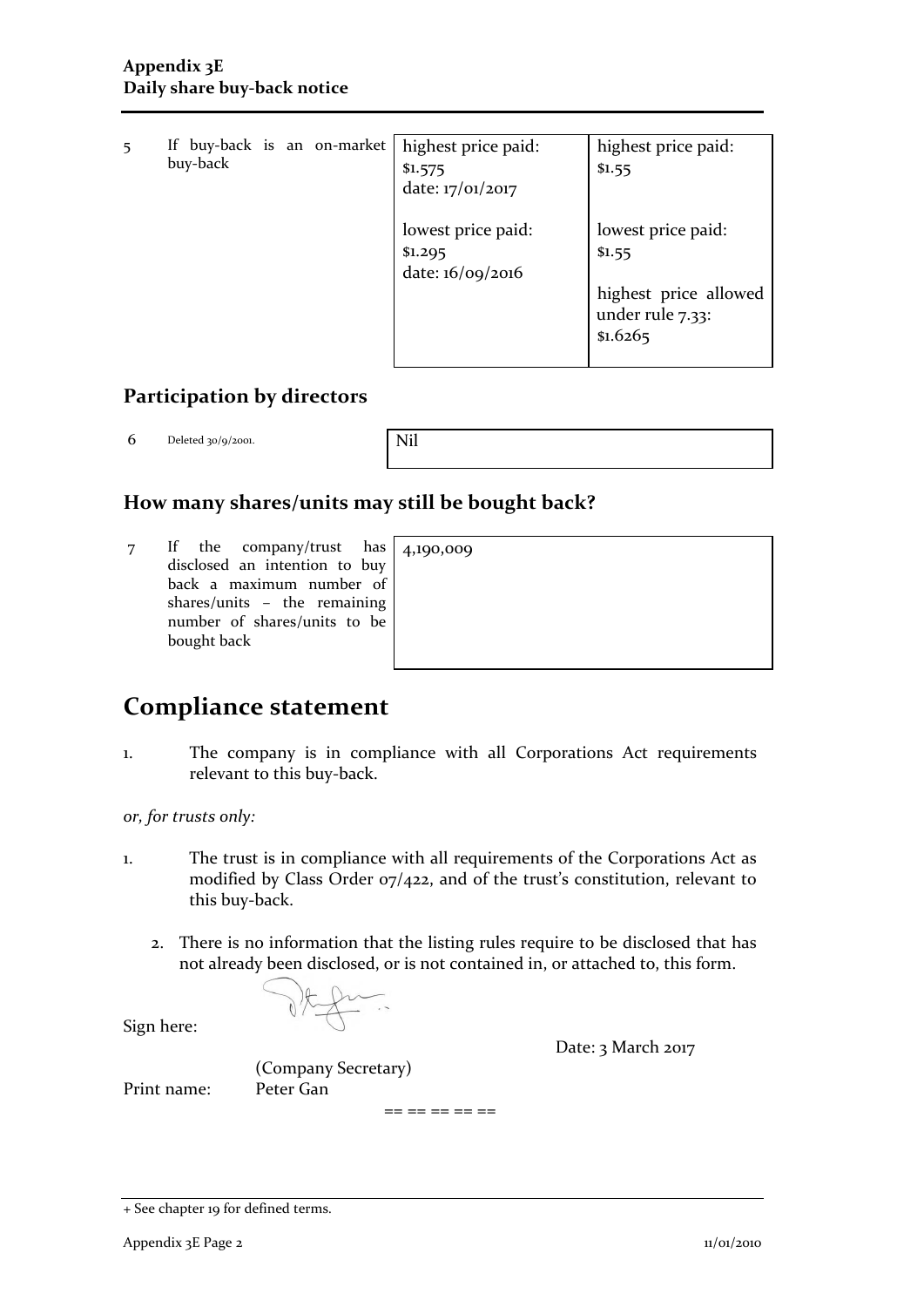| | | | |
|---|---|---|---|
| 5 | If buy-back is an on-market buy-back | highest price paid: \$1.575<br>date: 17/01/2017<br><br>lowest price paid: \$1.295<br>date: 16/09/2016 | highest price paid: \$1.55<br><br>lowest price paid: \$1.55<br><br>highest price allowed under rule 7.33: \$1.6265 |

## Participation by directors

| | | |
|---|---|---|
| 6 | Deleted 30/9/2001. | Nil |

## How many shares/units may still be bought back?

| | | |
|---|---|---|
| 7 | If the company/trust has disclosed an intention to buy back a maximum number of shares/units – the remaining number of shares/units to be bought back | 4,190,009 |

# Compliance statement

1. The company is in compliance with all Corporations Act requirements relevant to this buy-back.

*or, for trusts only:*

1. The trust is in compliance with all requirements of the Corporations Act as modified by Class Order 07/422, and of the trust's constitution, relevant to this buy-back.

2. There is no information that the listing rules require to be disclosed that has not already been disclosed, or is not contained in, or attached to, this form.

Sign here: ............................................ Date: 3 March 2017

(Company Secretary)

Print name: Peter Gan

== == == == ==

+ See chapter 19 for defined terms.